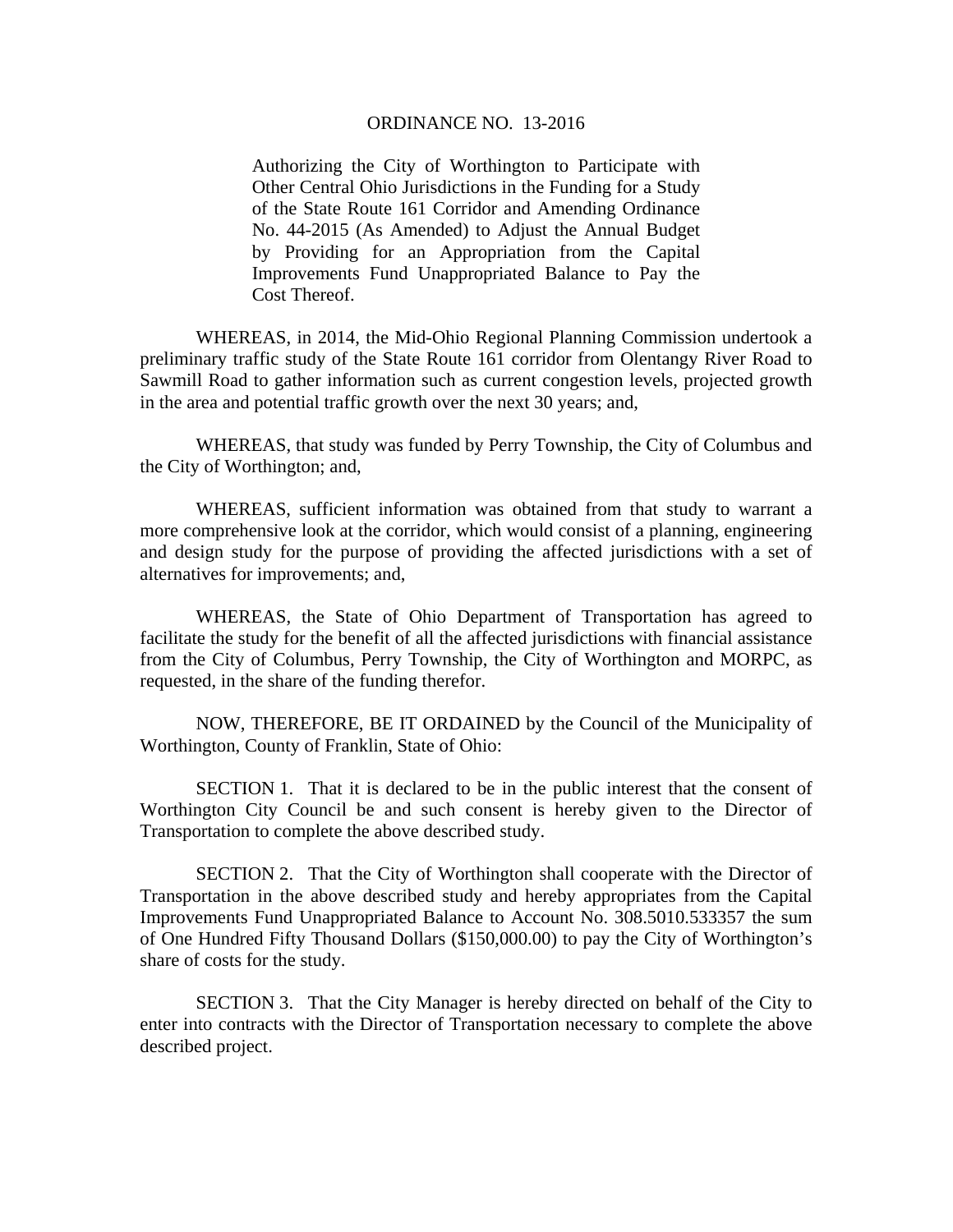# ORDINANCE NO. 13-2016

Authorizing the City of Worthington to Participate with Other Central Ohio Jurisdictions in the Funding for a Study of the State Route 161 Corridor and Amending Ordinance No. 44-2015 (As Amended) to Adjust the Annual Budget by Providing for an Appropriation from the Capital Improvements Fund Unappropriated Balance to Pay the Cost Thereof.

WHEREAS, in 2014, the Mid-Ohio Regional Planning Commission undertook a preliminary traffic study of the State Route 161 corridor from Olentangy River Road to Sawmill Road to gather information such as current congestion levels, projected growth in the area and potential traffic growth over the next 30 years; and,

WHEREAS, that study was funded by Perry Township, the City of Columbus and the City of Worthington; and,

WHEREAS, sufficient information was obtained from that study to warrant a more comprehensive look at the corridor, which would consist of a planning, engineering and design study for the purpose of providing the affected jurisdictions with a set of alternatives for improvements; and,

WHEREAS, the State of Ohio Department of Transportation has agreed to facilitate the study for the benefit of all the affected jurisdictions with financial assistance from the City of Columbus, Perry Township, the City of Worthington and MORPC, as requested, in the share of the funding therefor.

NOW, THEREFORE, BE IT ORDAINED by the Council of the Municipality of Worthington, County of Franklin, State of Ohio:

SECTION 1. That it is declared to be in the public interest that the consent of Worthington City Council be and such consent is hereby given to the Director of Transportation to complete the above described study.

SECTION 2. That the City of Worthington shall cooperate with the Director of Transportation in the above described study and hereby appropriates from the Capital Improvements Fund Unappropriated Balance to Account No. 308.5010.533357 the sum of One Hundred Fifty Thousand Dollars ($150,000.00) to pay the City of Worthington's share of costs for the study.

SECTION 3. That the City Manager is hereby directed on behalf of the City to enter into contracts with the Director of Transportation necessary to complete the above described project.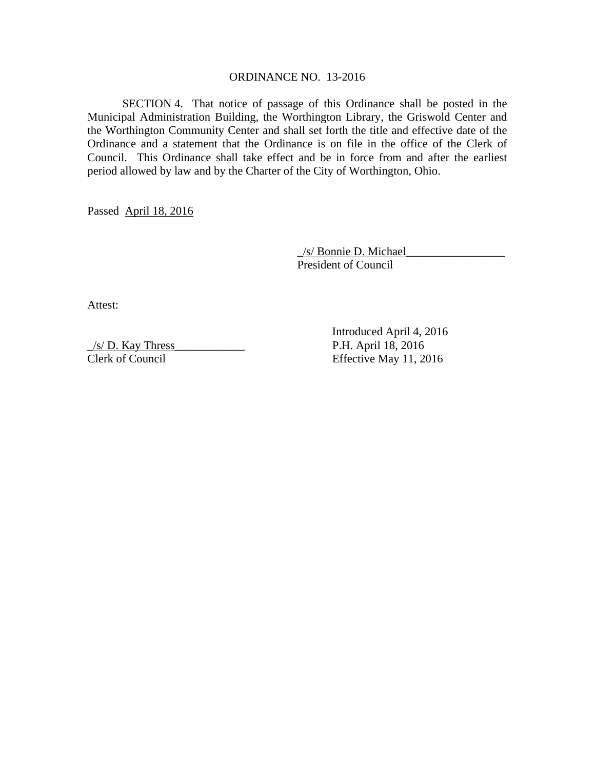ORDINANCE NO. 13-2016

SECTION 4. That notice of passage of this Ordinance shall be posted in the Municipal Administration Building, the Worthington Library, the Griswold Center and the Worthington Community Center and shall set forth the title and effective date of the Ordinance and a statement that the Ordinance is on file in the office of the Clerk of Council. This Ordinance shall take effect and be in force from and after the earliest period allowed by law and by the Charter of the City of Worthington, Ohio.

Passed April 18, 2016

_/s/ Bonnie D. Michael_________________
President of Council

Attest:

_/s/ D. Kay Thress____________
Clerk of Council

Introduced April 4, 2016
P.H. April 18, 2016
Effective May 11, 2016